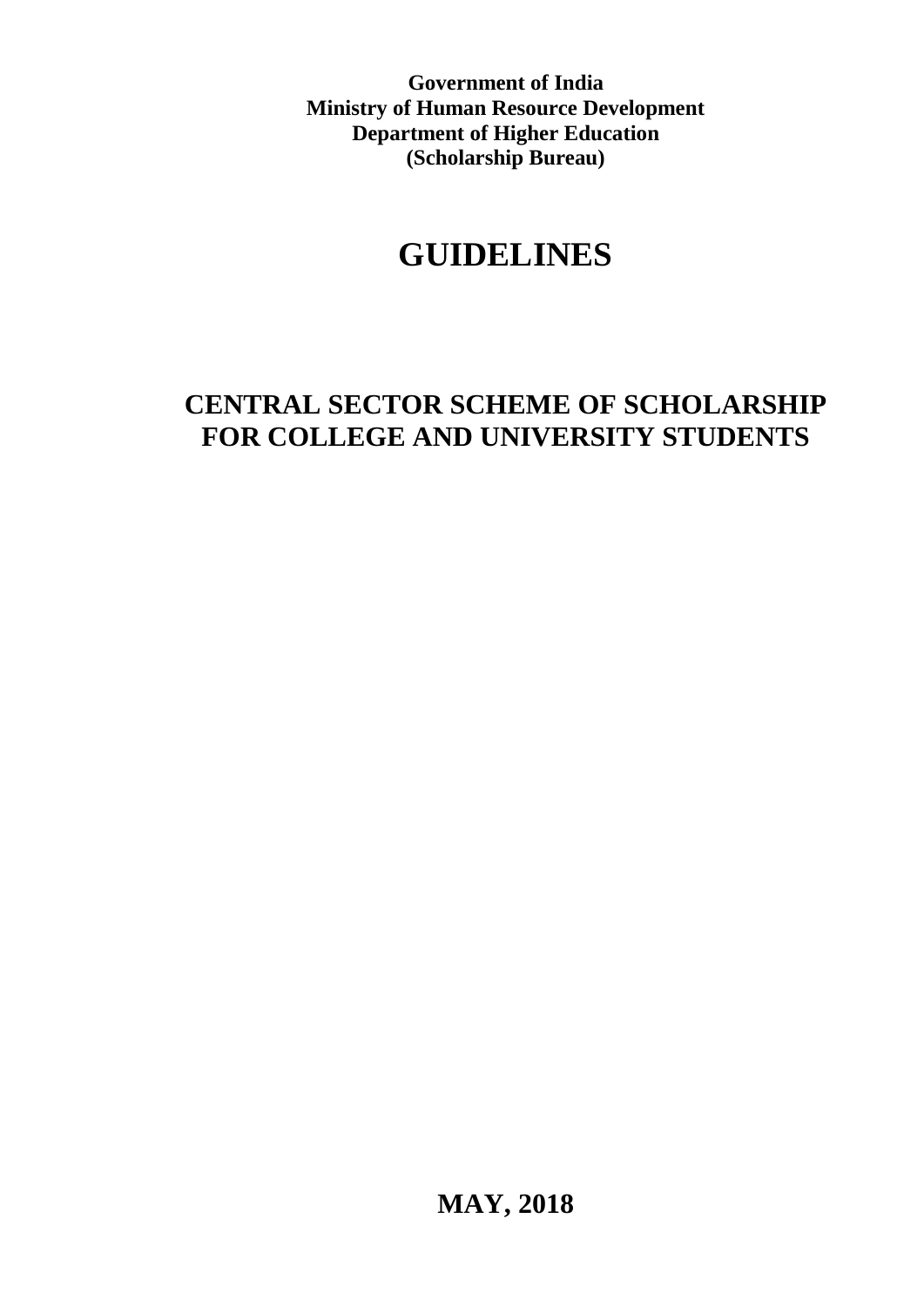**Government of India**
**Ministry of Human Resource Development**
**Department of Higher Education**
**(Scholarship Bureau)**

# GUIDELINES

## CENTRAL SECTOR SCHEME OF SCHOLARSHIP FOR COLLEGE AND UNIVERSITY STUDENTS

**MAY, 2018**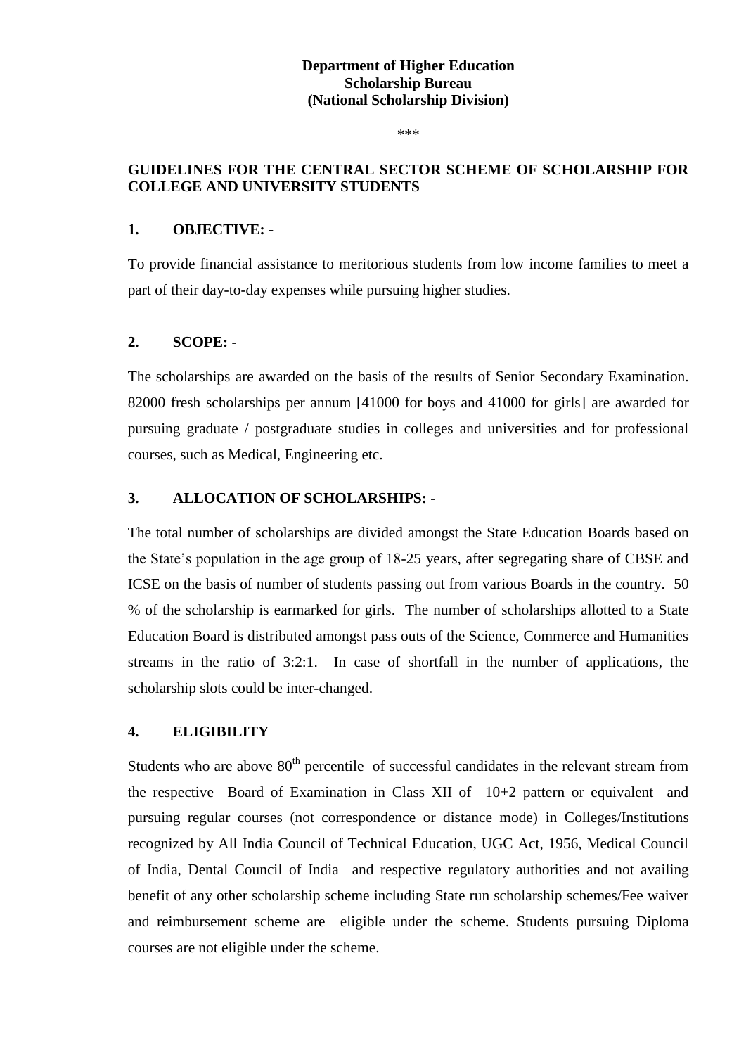**Department of Higher Education**
**Scholarship Bureau**
**(National Scholarship Division)**

\*\*\*

## GUIDELINES FOR THE CENTRAL SECTOR SCHEME OF SCHOLARSHIP FOR COLLEGE AND UNIVERSITY STUDENTS

### 1. OBJECTIVE: -

To provide financial assistance to meritorious students from low income families to meet a part of their day-to-day expenses while pursuing higher studies.

### 2. SCOPE: -

The scholarships are awarded on the basis of the results of Senior Secondary Examination. 82000 fresh scholarships per annum [41000 for boys and 41000 for girls] are awarded for pursuing graduate / postgraduate studies in colleges and universities and for professional courses, such as Medical, Engineering etc.

### 3. ALLOCATION OF SCHOLARSHIPS: -

The total number of scholarships are divided amongst the State Education Boards based on the State's population in the age group of 18-25 years, after segregating share of CBSE and ICSE on the basis of number of students passing out from various Boards in the country. 50 % of the scholarship is earmarked for girls. The number of scholarships allotted to a State Education Board is distributed amongst pass outs of the Science, Commerce and Humanities streams in the ratio of 3:2:1. In case of shortfall in the number of applications, the scholarship slots could be inter-changed.

### 4. ELIGIBILITY

Students who are above 80th percentile of successful candidates in the relevant stream from the respective Board of Examination in Class XII of 10+2 pattern or equivalent and pursuing regular courses (not correspondence or distance mode) in Colleges/Institutions recognized by All India Council of Technical Education, UGC Act, 1956, Medical Council of India, Dental Council of India and respective regulatory authorities and not availing benefit of any other scholarship scheme including State run scholarship schemes/Fee waiver and reimbursement scheme are eligible under the scheme. Students pursuing Diploma courses are not eligible under the scheme.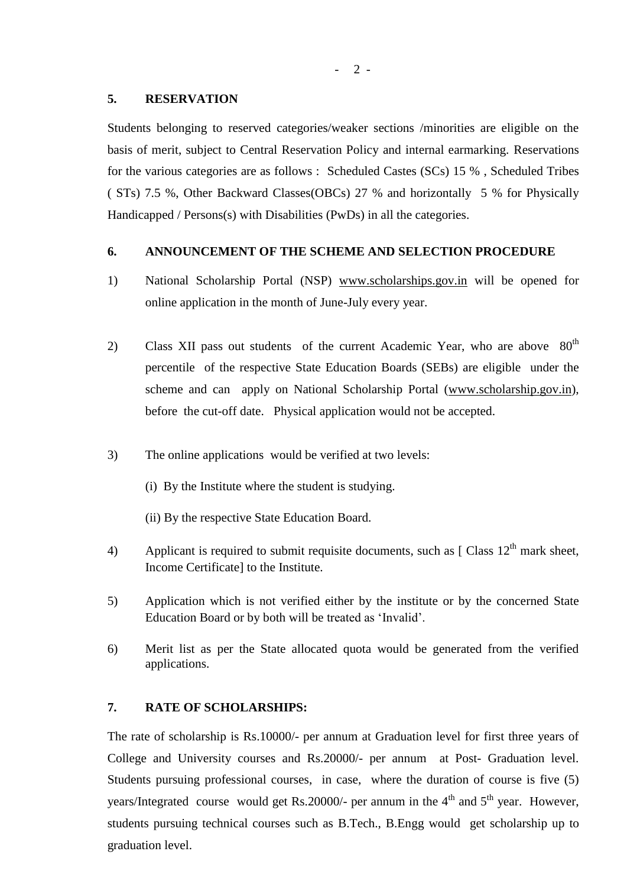## 5. RESERVATION

Students belonging to reserved categories/weaker sections /minorities are eligible on the basis of merit, subject to Central Reservation Policy and internal earmarking. Reservations for the various categories are as follows : Scheduled Castes (SCs) 15 % , Scheduled Tribes ( STs) 7.5 %, Other Backward Classes(OBCs) 27 % and horizontally 5 % for Physically Handicapped / Persons(s) with Disabilities (PwDs) in all the categories.

## 6. ANNOUNCEMENT OF THE SCHEME AND SELECTION PROCEDURE

1) National Scholarship Portal (NSP) www.scholarships.gov.in will be opened for online application in the month of June-July every year.

2) Class XII pass out students of the current Academic Year, who are above 80th percentile of the respective State Education Boards (SEBs) are eligible under the scheme and can apply on National Scholarship Portal (www.scholarship.gov.in), before the cut-off date. Physical application would not be accepted.

3) The online applications would be verified at two levels:

   (i) By the Institute where the student is studying.

   (ii) By the respective State Education Board.

4) Applicant is required to submit requisite documents, such as [ Class 12th mark sheet, Income Certificate] to the Institute.

5) Application which is not verified either by the institute or by the concerned State Education Board or by both will be treated as 'Invalid'.

6) Merit list as per the State allocated quota would be generated from the verified applications.

## 7. RATE OF SCHOLARSHIPS:

The rate of scholarship is Rs.10000/- per annum at Graduation level for first three years of College and University courses and Rs.20000/- per annum at Post- Graduation level. Students pursuing professional courses, in case, where the duration of course is five (5) years/Integrated course would get Rs.20000/- per annum in the 4th and 5th year. However, students pursuing technical courses such as B.Tech., B.Engg would get scholarship up to graduation level.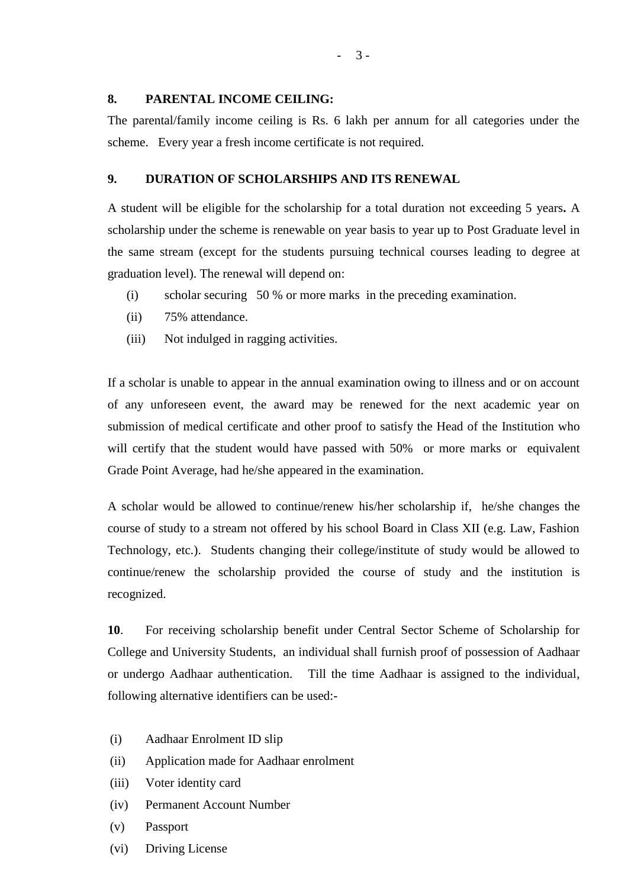## 8. PARENTAL INCOME CEILING:

The parental/family income ceiling is Rs. 6 lakh per annum for all categories under the scheme. Every year a fresh income certificate is not required.

## 9. DURATION OF SCHOLARSHIPS AND ITS RENEWAL

A student will be eligible for the scholarship for a total duration not exceeding 5 years**.** A scholarship under the scheme is renewable on year basis to year up to Post Graduate level in the same stream (except for the students pursuing technical courses leading to degree at graduation level). The renewal will depend on:

(i) scholar securing 50 % or more marks in the preceding examination.

(ii) 75% attendance.

(iii) Not indulged in ragging activities.

If a scholar is unable to appear in the annual examination owing to illness and or on account of any unforeseen event, the award may be renewed for the next academic year on submission of medical certificate and other proof to satisfy the Head of the Institution who will certify that the student would have passed with 50% or more marks or equivalent Grade Point Average, had he/she appeared in the examination.

A scholar would be allowed to continue/renew his/her scholarship if, he/she changes the course of study to a stream not offered by his school Board in Class XII (e.g. Law, Fashion Technology, etc.). Students changing their college/institute of study would be allowed to continue/renew the scholarship provided the course of study and the institution is recognized.

**10**. For receiving scholarship benefit under Central Sector Scheme of Scholarship for College and University Students, an individual shall furnish proof of possession of Aadhaar or undergo Aadhaar authentication. Till the time Aadhaar is assigned to the individual, following alternative identifiers can be used:-

(i) Aadhaar Enrolment ID slip

(ii) Application made for Aadhaar enrolment

(iii) Voter identity card

(iv) Permanent Account Number

(v) Passport

(vi) Driving License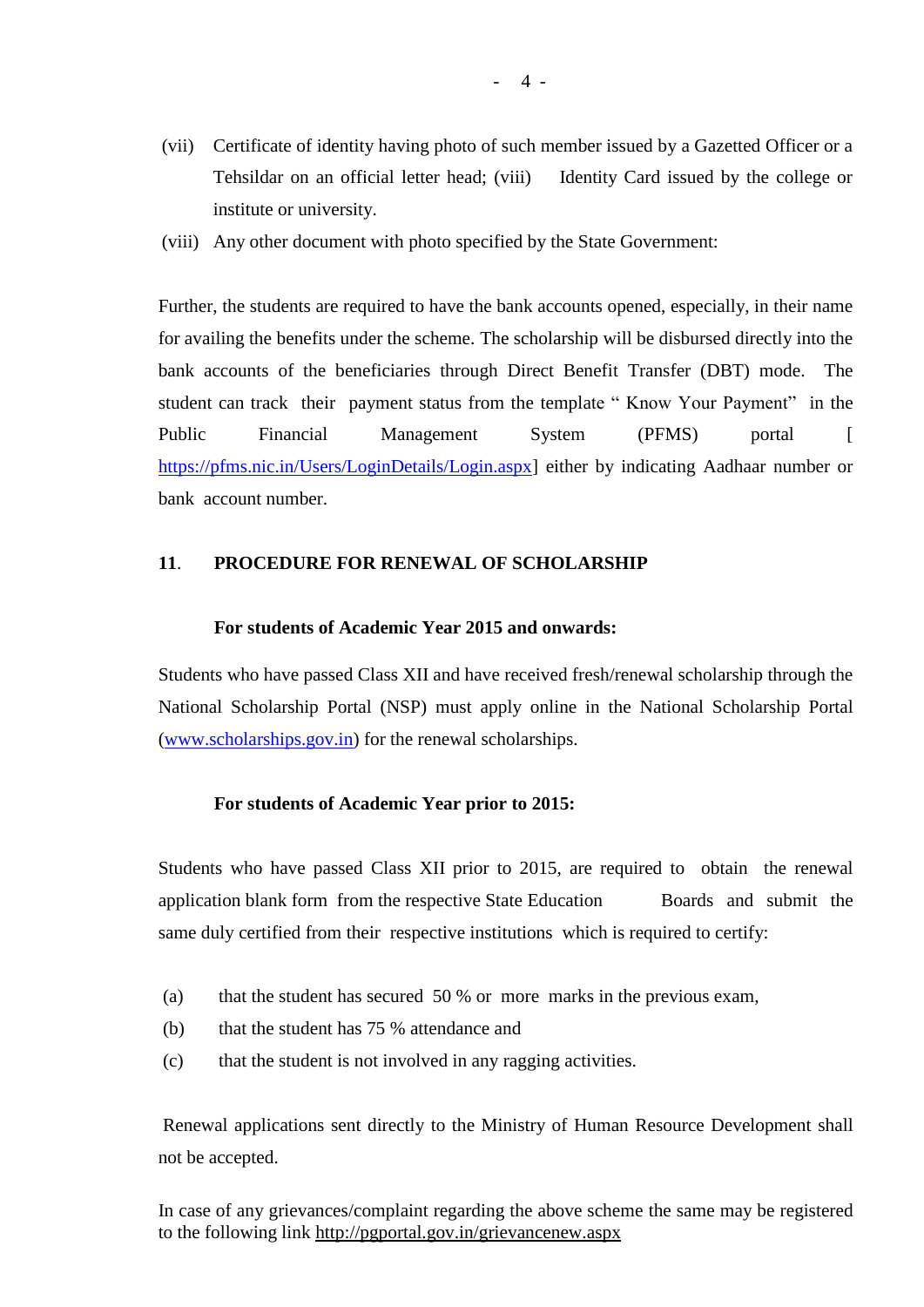(vii) Certificate of identity having photo of such member issued by a Gazetted Officer or a Tehsildar on an official letter head; (viii) Identity Card issued by the college or institute or university.

(viii) Any other document with photo specified by the State Government:

Further, the students are required to have the bank accounts opened, especially, in their name for availing the benefits under the scheme. The scholarship will be disbursed directly into the bank accounts of the beneficiaries through Direct Benefit Transfer (DBT) mode. The student can track their payment status from the template " Know Your Payment" in the Public Financial Management System (PFMS) portal [ https://pfms.nic.in/Users/LoginDetails/Login.aspx] either by indicating Aadhaar number or bank account number.

**11. PROCEDURE FOR RENEWAL OF SCHOLARSHIP**

**For students of Academic Year 2015 and onwards:**

Students who have passed Class XII and have received fresh/renewal scholarship through the National Scholarship Portal (NSP) must apply online in the National Scholarship Portal (www.scholarships.gov.in) for the renewal scholarships.

**For students of Academic Year prior to 2015:**

Students who have passed Class XII prior to 2015, are required to obtain the renewal application blank form from the respective State Education Boards and submit the same duly certified from their respective institutions which is required to certify:

(a) that the student has secured 50 % or more marks in the previous exam,

(b) that the student has 75 % attendance and

(c) that the student is not involved in any ragging activities.

Renewal applications sent directly to the Ministry of Human Resource Development shall not be accepted.

In case of any grievances/complaint regarding the above scheme the same may be registered to the following link http://pgportal.gov.in/grievancenew.aspx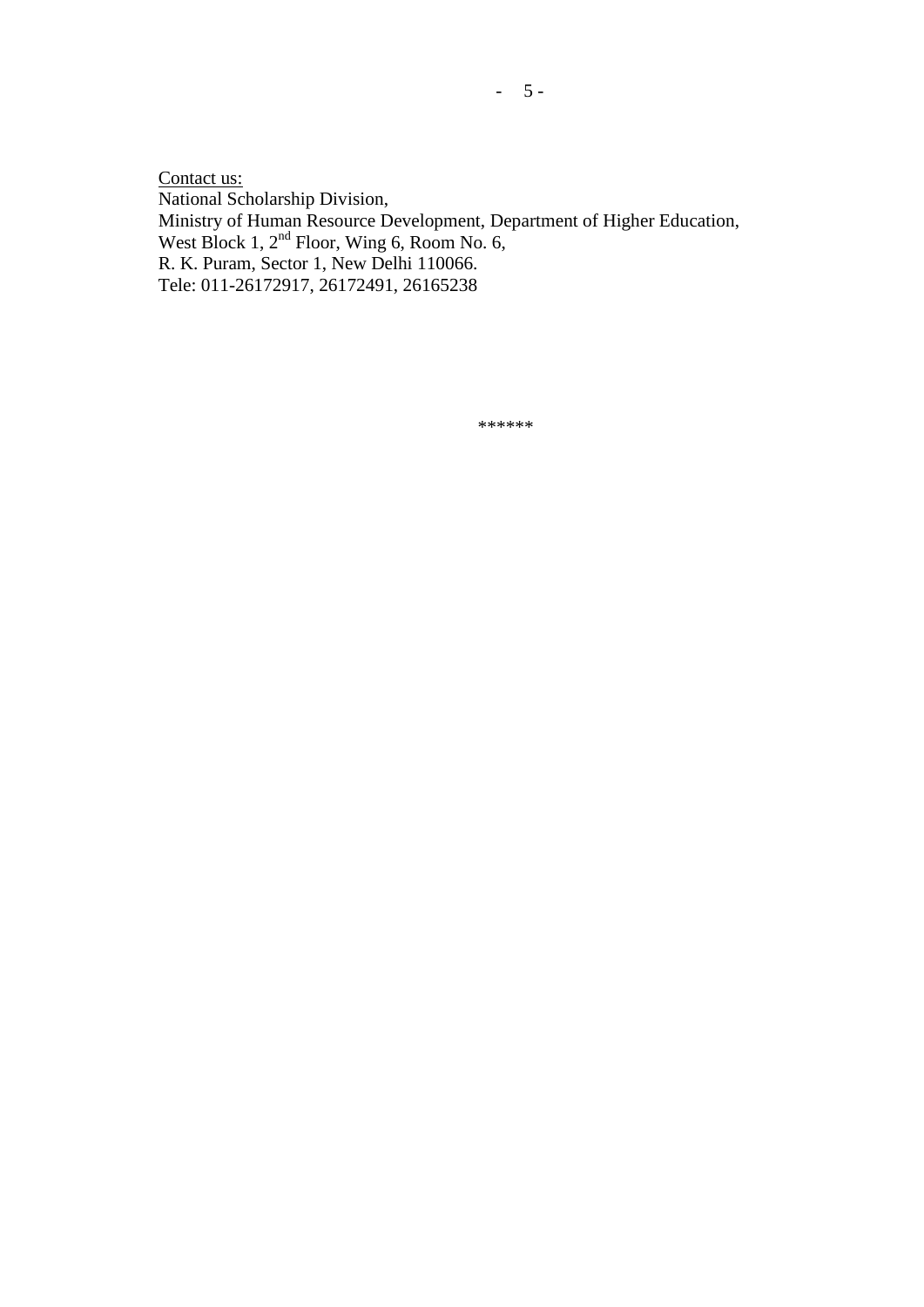<u>Contact us:</u>

National Scholarship Division,
Ministry of Human Resource Development, Department of Higher Education,
West Block 1, 2nd Floor, Wing 6, Room No. 6,
R. K. Puram, Sector 1, New Delhi 110066.
Tele: 011-26172917, 26172491, 26165238

******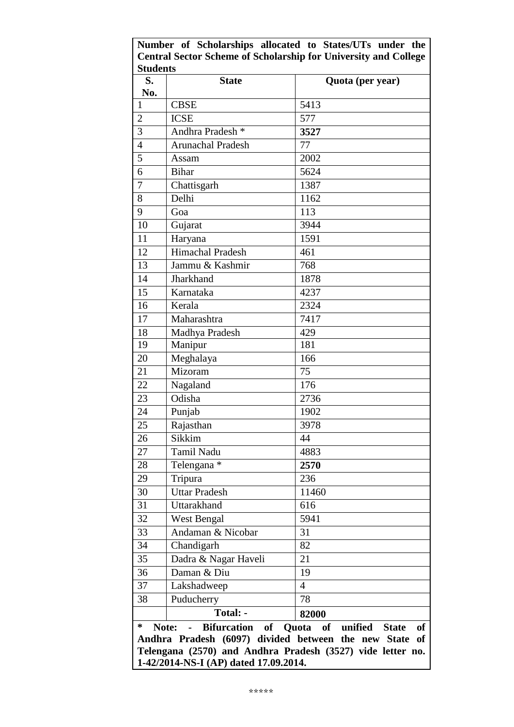**Number of Scholarships allocated to States/UTs under the Central Sector Scheme of Scholarship for University and College Students**

| S. No. | State | Quota (per year) |
|---|---|---|
| 1 | CBSE | 5413 |
| 2 | ICSE | 577 |
| 3 | Andhra Pradesh * | **3527** |
| 4 | Arunachal Pradesh | 77 |
| 5 | Assam | 2002 |
| 6 | Bihar | 5624 |
| 7 | Chattisgarh | 1387 |
| 8 | Delhi | 1162 |
| 9 | Goa | 113 |
| 10 | Gujarat | 3944 |
| 11 | Haryana | 1591 |
| 12 | Himachal Pradesh | 461 |
| 13 | Jammu & Kashmir | 768 |
| 14 | Jharkhand | 1878 |
| 15 | Karnataka | 4237 |
| 16 | Kerala | 2324 |
| 17 | Maharashtra | 7417 |
| 18 | Madhya Pradesh | 429 |
| 19 | Manipur | 181 |
| 20 | Meghalaya | 166 |
| 21 | Mizoram | 75 |
| 22 | Nagaland | 176 |
| 23 | Odisha | 2736 |
| 24 | Punjab | 1902 |
| 25 | Rajasthan | 3978 |
| 26 | Sikkim | 44 |
| 27 | Tamil Nadu | 4883 |
| 28 | Telengana * | **2570** |
| 29 | Tripura | 236 |
| 30 | Uttar Pradesh | 11460 |
| 31 | Uttarakhand | 616 |
| 32 | West Bengal | 5941 |
| 33 | Andaman & Nicobar | 31 |
| 34 | Chandigarh | 82 |
| 35 | Dadra & Nagar Haveli | 21 |
| 36 | Daman & Diu | 19 |
| 37 | Lakshadweep | 4 |
| 38 | Puducherry | 78 |
| | **Total: -** | **82000** |

**\* Note: - Bifurcation of Quota of unified State of Andhra Pradesh (6097) divided between the new State of Telengana (2570) and Andhra Pradesh (3527) vide letter no. 1-42/2014-NS-I (AP) dated 17.09.2014.**

\*\*\*\*\*